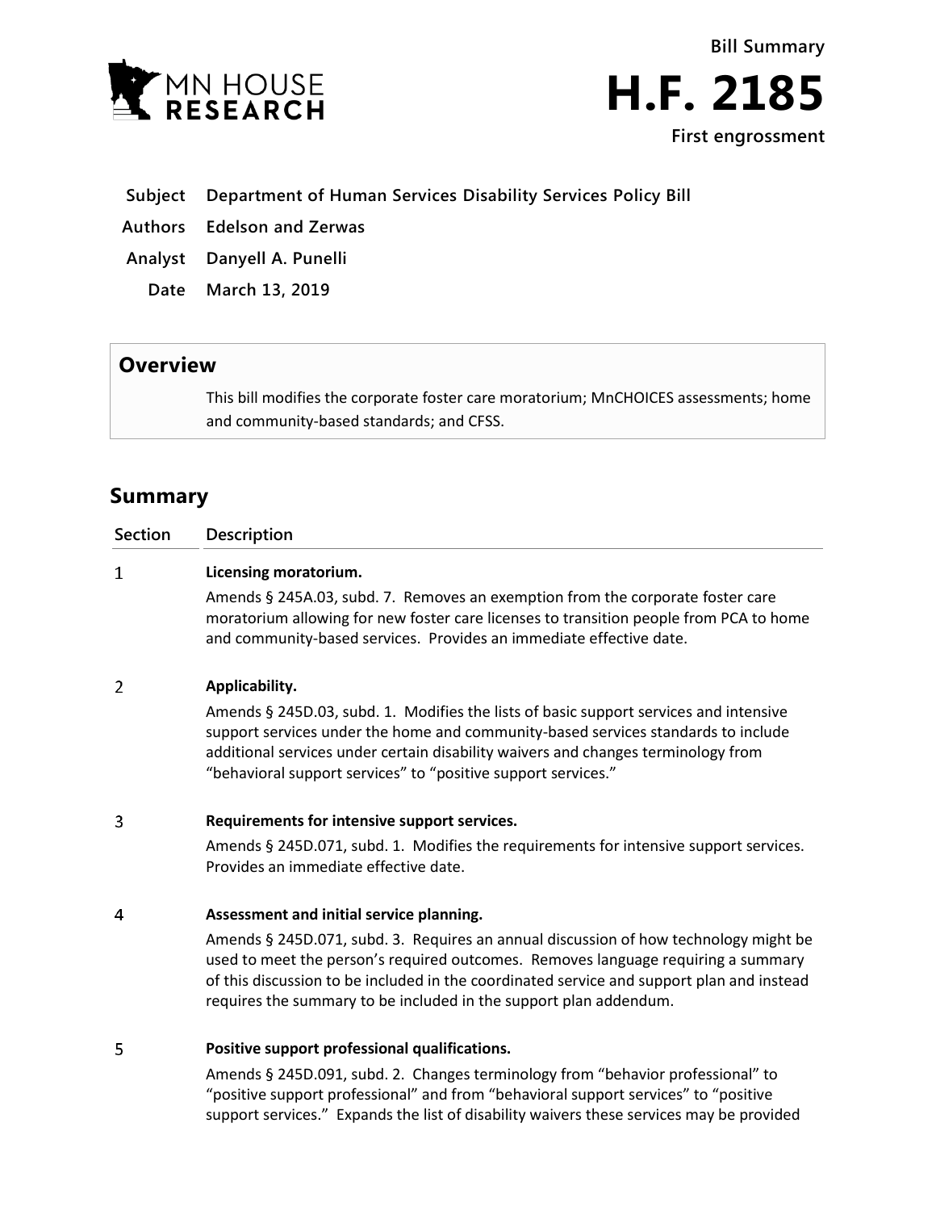Bill Summary

# H.F. 2185

First engrossment

**Subject** Department of Human Services Disability Services Policy Bill

**Authors** Edelson and Zerwas

**Analyst** Danyell A. Punelli

**Date** March 13, 2019

## Overview

This bill modifies the corporate foster care moratorium; MnCHOICES assessments; home and community-based standards; and CFSS.

## Summary

| Section | Description |
| --- | --- |
| 1 | **Licensing moratorium.** Amends § 245A.03, subd. 7. Removes an exemption from the corporate foster care moratorium allowing for new foster care licenses to transition people from PCA to home and community-based services. Provides an immediate effective date. |
| 2 | **Applicability.** Amends § 245D.03, subd. 1. Modifies the lists of basic support services and intensive support services under the home and community-based services standards to include additional services under certain disability waivers and changes terminology from "behavioral support services" to "positive support services." |
| 3 | **Requirements for intensive support services.** Amends § 245D.071, subd. 1. Modifies the requirements for intensive support services. Provides an immediate effective date. |
| 4 | **Assessment and initial service planning.** Amends § 245D.071, subd. 3. Requires an annual discussion of how technology might be used to meet the person's required outcomes. Removes language requiring a summary of this discussion to be included in the coordinated service and support plan and instead requires the summary to be included in the support plan addendum. |
| 5 | **Positive support professional qualifications.** Amends § 245D.091, subd. 2. Changes terminology from "behavior professional" to "positive support professional" and from "behavioral support services" to "positive support services." Expands the list of disability waivers these services may be provided |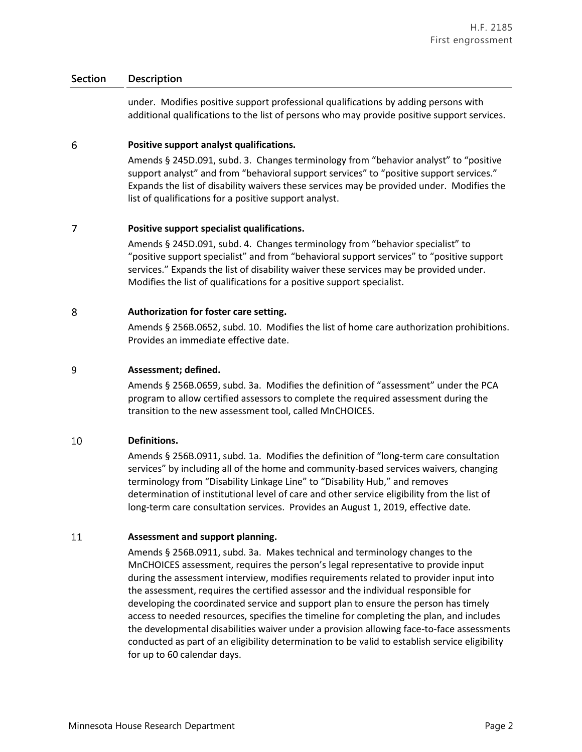| Section | Description |
|---|---|
| | under. Modifies positive support professional qualifications by adding persons with additional qualifications to the list of persons who may provide positive support services. |
| 6 | **Positive support analyst qualifications.**<br>Amends § 245D.091, subd. 3. Changes terminology from "behavior analyst" to "positive support analyst" and from "behavioral support services" to "positive support services." Expands the list of disability waivers these services may be provided under. Modifies the list of qualifications for a positive support analyst. |
| 7 | **Positive support specialist qualifications.**<br>Amends § 245D.091, subd. 4. Changes terminology from "behavior specialist" to "positive support specialist" and from "behavioral support services" to "positive support services." Expands the list of disability waiver these services may be provided under. Modifies the list of qualifications for a positive support specialist. |
| 8 | **Authorization for foster care setting.**<br>Amends § 256B.0652, subd. 10. Modifies the list of home care authorization prohibitions. Provides an immediate effective date. |
| 9 | **Assessment; defined.**<br>Amends § 256B.0659, subd. 3a. Modifies the definition of "assessment" under the PCA program to allow certified assessors to complete the required assessment during the transition to the new assessment tool, called MnCHOICES. |
| 10 | **Definitions.**<br>Amends § 256B.0911, subd. 1a. Modifies the definition of "long-term care consultation services" by including all of the home and community-based services waivers, changing terminology from "Disability Linkage Line" to "Disability Hub," and removes determination of institutional level of care and other service eligibility from the list of long-term care consultation services. Provides an August 1, 2019, effective date. |
| 11 | **Assessment and support planning.**<br>Amends § 256B.0911, subd. 3a. Makes technical and terminology changes to the MnCHOICES assessment, requires the person's legal representative to provide input during the assessment interview, modifies requirements related to provider input into the assessment, requires the certified assessor and the individual responsible for developing the coordinated service and support plan to ensure the person has timely access to needed resources, specifies the timeline for completing the plan, and includes the developmental disabilities waiver under a provision allowing face-to-face assessments conducted as part of an eligibility determination to be valid to establish service eligibility for up to 60 calendar days. |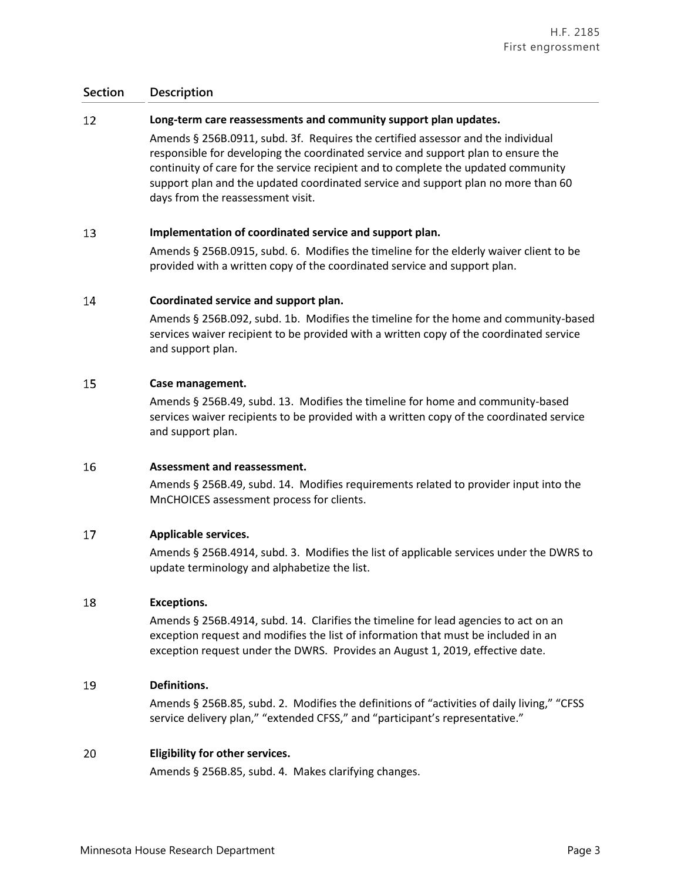| Section | Description |
|---|---|
| 12 | **Long-term care reassessments and community support plan updates.**<br>Amends § 256B.0911, subd. 3f. Requires the certified assessor and the individual responsible for developing the coordinated service and support plan to ensure the continuity of care for the service recipient and to complete the updated community support plan and the updated coordinated service and support plan no more than 60 days from the reassessment visit. |
| 13 | **Implementation of coordinated service and support plan.**<br>Amends § 256B.0915, subd. 6. Modifies the timeline for the elderly waiver client to be provided with a written copy of the coordinated service and support plan. |
| 14 | **Coordinated service and support plan.**<br>Amends § 256B.092, subd. 1b. Modifies the timeline for the home and community-based services waiver recipient to be provided with a written copy of the coordinated service and support plan. |
| 15 | **Case management.**<br>Amends § 256B.49, subd. 13. Modifies the timeline for home and community-based services waiver recipients to be provided with a written copy of the coordinated service and support plan. |
| 16 | **Assessment and reassessment.**<br>Amends § 256B.49, subd. 14. Modifies requirements related to provider input into the MnCHOICES assessment process for clients. |
| 17 | **Applicable services.**<br>Amends § 256B.4914, subd. 3. Modifies the list of applicable services under the DWRS to update terminology and alphabetize the list. |
| 18 | **Exceptions.**<br>Amends § 256B.4914, subd. 14. Clarifies the timeline for lead agencies to act on an exception request and modifies the list of information that must be included in an exception request under the DWRS. Provides an August 1, 2019, effective date. |
| 19 | **Definitions.**<br>Amends § 256B.85, subd. 2. Modifies the definitions of "activities of daily living," "CFSS service delivery plan," "extended CFSS," and "participant's representative." |
| 20 | **Eligibility for other services.**<br>Amends § 256B.85, subd. 4. Makes clarifying changes. |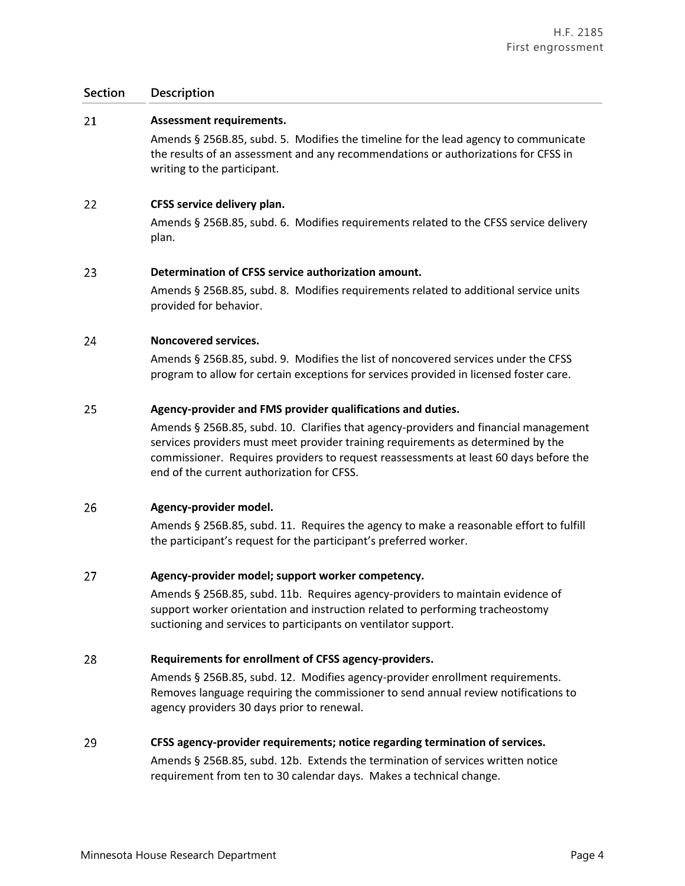| Section | Description |
|---|---|
| 21 | **Assessment requirements.**<br>Amends § 256B.85, subd. 5. Modifies the timeline for the lead agency to communicate the results of an assessment and any recommendations or authorizations for CFSS in writing to the participant. |
| 22 | **CFSS service delivery plan.**<br>Amends § 256B.85, subd. 6. Modifies requirements related to the CFSS service delivery plan. |
| 23 | **Determination of CFSS service authorization amount.**<br>Amends § 256B.85, subd. 8. Modifies requirements related to additional service units provided for behavior. |
| 24 | **Noncovered services.**<br>Amends § 256B.85, subd. 9. Modifies the list of noncovered services under the CFSS program to allow for certain exceptions for services provided in licensed foster care. |
| 25 | **Agency-provider and FMS provider qualifications and duties.**<br>Amends § 256B.85, subd. 10. Clarifies that agency-providers and financial management services providers must meet provider training requirements as determined by the commissioner. Requires providers to request reassessments at least 60 days before the end of the current authorization for CFSS. |
| 26 | **Agency-provider model.**<br>Amends § 256B.85, subd. 11. Requires the agency to make a reasonable effort to fulfill the participant's request for the participant's preferred worker. |
| 27 | **Agency-provider model; support worker competency.**<br>Amends § 256B.85, subd. 11b. Requires agency-providers to maintain evidence of support worker orientation and instruction related to performing tracheostomy suctioning and services to participants on ventilator support. |
| 28 | **Requirements for enrollment of CFSS agency-providers.**<br>Amends § 256B.85, subd. 12. Modifies agency-provider enrollment requirements. Removes language requiring the commissioner to send annual review notifications to agency providers 30 days prior to renewal. |
| 29 | **CFSS agency-provider requirements; notice regarding termination of services.**<br>Amends § 256B.85, subd. 12b. Extends the termination of services written notice requirement from ten to 30 calendar days. Makes a technical change. |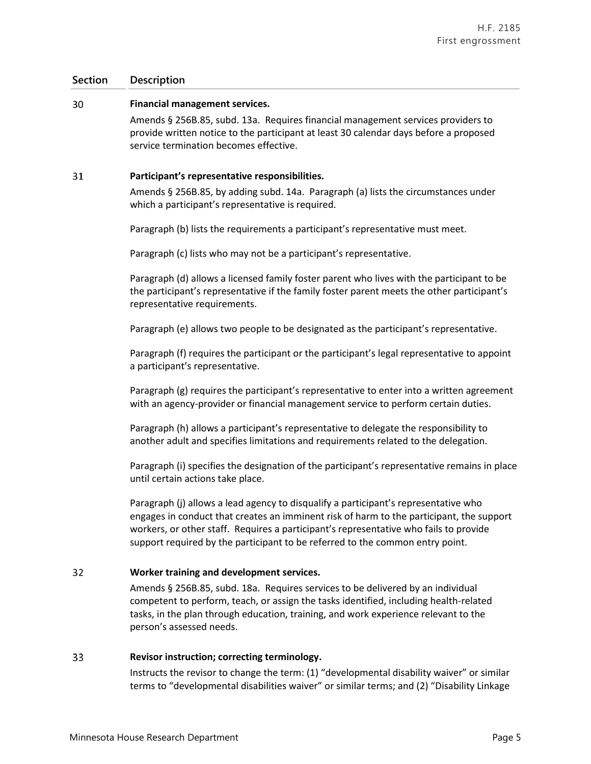| Section | Description |
|---|---|
| 30 | **Financial management services.**<br>Amends § 256B.85, subd. 13a. Requires financial management services providers to provide written notice to the participant at least 30 calendar days before a proposed service termination becomes effective. |
| 31 | **Participant's representative responsibilities.**<br>Amends § 256B.85, by adding subd. 14a. Paragraph (a) lists the circumstances under which a participant's representative is required.<br><br>Paragraph (b) lists the requirements a participant's representative must meet.<br><br>Paragraph (c) lists who may not be a participant's representative.<br><br>Paragraph (d) allows a licensed family foster parent who lives with the participant to be the participant's representative if the family foster parent meets the other participant's representative requirements.<br><br>Paragraph (e) allows two people to be designated as the participant's representative.<br><br>Paragraph (f) requires the participant or the participant's legal representative to appoint a participant's representative.<br><br>Paragraph (g) requires the participant's representative to enter into a written agreement with an agency-provider or financial management service to perform certain duties.<br><br>Paragraph (h) allows a participant's representative to delegate the responsibility to another adult and specifies limitations and requirements related to the delegation.<br><br>Paragraph (i) specifies the designation of the participant's representative remains in place until certain actions take place.<br><br>Paragraph (j) allows a lead agency to disqualify a participant's representative who engages in conduct that creates an imminent risk of harm to the participant, the support workers, or other staff. Requires a participant's representative who fails to provide support required by the participant to be referred to the common entry point. |
| 32 | **Worker training and development services.**<br>Amends § 256B.85, subd. 18a. Requires services to be delivered by an individual competent to perform, teach, or assign the tasks identified, including health-related tasks, in the plan through education, training, and work experience relevant to the person's assessed needs. |
| 33 | **Revisor instruction; correcting terminology.**<br>Instructs the revisor to change the term: (1) "developmental disability waiver" or similar terms to "developmental disabilities waiver" or similar terms; and (2) "Disability Linkage |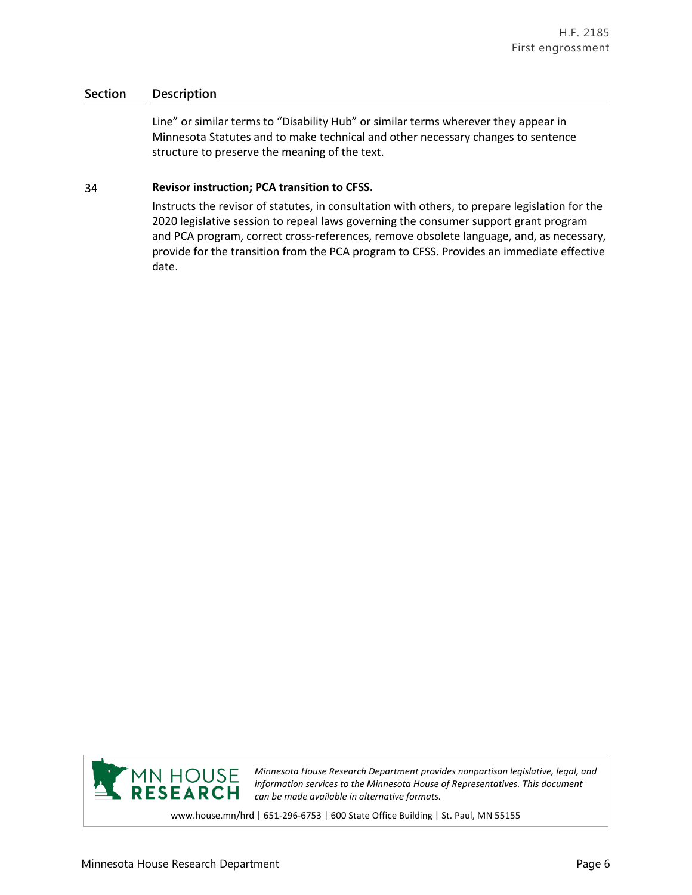| Section | Description |
|---|---|
| | Line" or similar terms to "Disability Hub" or similar terms wherever they appear in Minnesota Statutes and to make technical and other necessary changes to sentence structure to preserve the meaning of the text. |
| 34 | **Revisor instruction; PCA transition to CFSS.**<br><br>Instructs the revisor of statutes, in consultation with others, to prepare legislation for the 2020 legislative session to repeal laws governing the consumer support grant program and PCA program, correct cross-references, remove obsolete language, and, as necessary, provide for the transition from the PCA program to CFSS. Provides an immediate effective date. |

MN HOUSE RESEARCH

*Minnesota House Research Department provides nonpartisan legislative, legal, and information services to the Minnesota House of Representatives. This document can be made available in alternative formats.*

www.house.mn/hrd | 651-296-6753 | 600 State Office Building | St. Paul, MN 55155